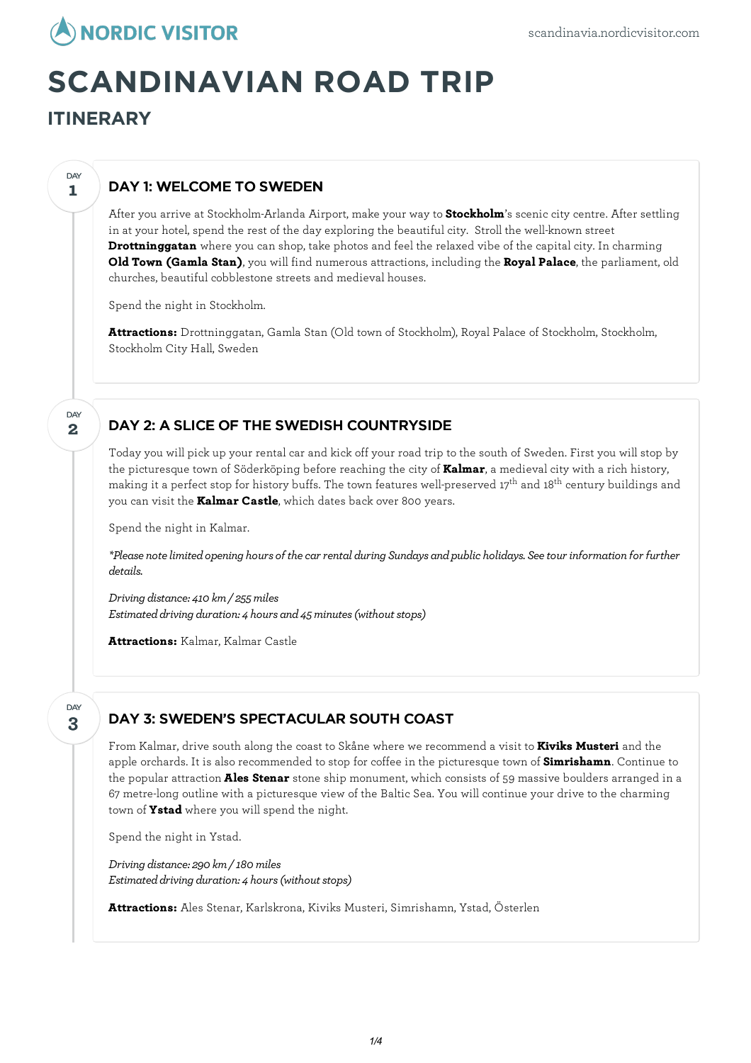# SCANDINAVIAN ROAD TRIP

## ITINERARY

### DAY 1: WELCOME TO SWEDEN

After you arrive at Stockholm-Arlanda Airport, make your way to **Stockholm**'s scenic city centre. After settling in at your hotel, spend the rest of the day exploring the beautiful city. Stroll the well-known street **Drottninggatan** where you can shop, take photos and feel the relaxed vibe of the capital city. In charming **Old Town (Gamla Stan)**, you will find numerous attractions, including the **Royal Palace**, the parliament, old churches, beautiful cobblestone streets and medieval houses.

Spend the night in Stockholm.

**Attractions:** Drottninggatan, Gamla Stan (Old town of Stockholm), Royal Palace of Stockholm, Stockholm, Stockholm City Hall, Sweden

### DAY 2: A SLICE OF THE SWEDISH COUNTRYSIDE

Today you will pick up your rental car and kick off your road trip to the south of Sweden. First you will stop by the picturesque town of Söderköping before reaching the city of **Kalmar**, a medieval city with a rich history, making it a perfect stop for history buffs. The town features well-preserved 17th and 18th century buildings and you can visit the **Kalmar Castle**, which dates back over 800 years.

Spend the night in Kalmar.

*\*Please note limited opening hours of the car rental during Sundays and public holidays. See tour information for further details.*

*Driving distance: 410 km / 255 miles*
*Estimated driving duration: 4 hours and 45 minutes (without stops)*

**Attractions:** Kalmar, Kalmar Castle

### DAY 3: SWEDEN'S SPECTACULAR SOUTH COAST

From Kalmar, drive south along the coast to Skåne where we recommend a visit to **Kiviks Musteri** and the apple orchards. It is also recommended to stop for coffee in the picturesque town of **Simrishamn**. Continue to the popular attraction **Ales Stenar** stone ship monument, which consists of 59 massive boulders arranged in a 67 metre-long outline with a picturesque view of the Baltic Sea. You will continue your drive to the charming town of **Ystad** where you will spend the night.

Spend the night in Ystad.

*Driving distance: 290 km / 180 miles*
*Estimated driving duration: 4 hours (without stops)*

**Attractions:** Ales Stenar, Karlskrona, Kiviks Musteri, Simrishamn, Ystad, Österlen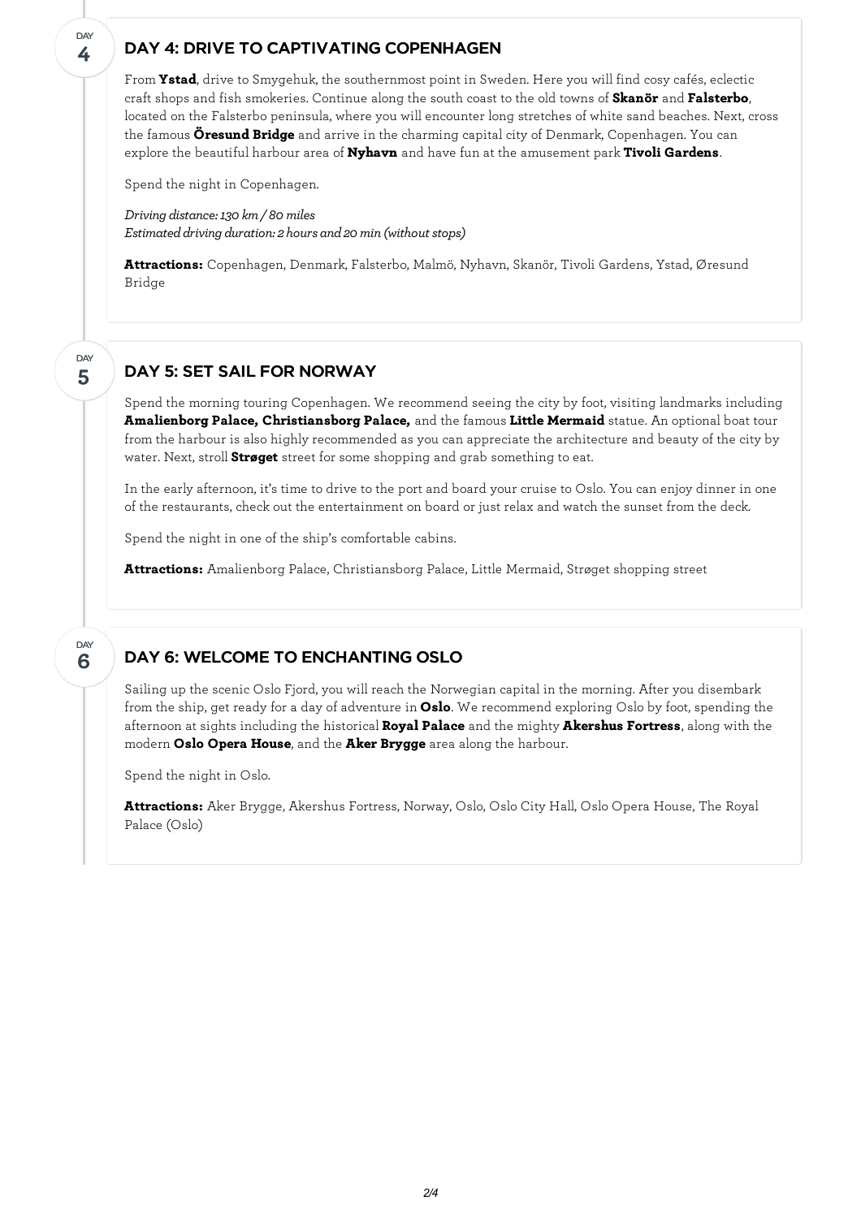## DAY 4: DRIVE TO CAPTIVATING COPENHAGEN

From **Ystad**, drive to Smygehuk, the southernmost point in Sweden. Here you will find cosy cafés, eclectic craft shops and fish smokeries. Continue along the south coast to the old towns of **Skanör** and **Falsterbo**, located on the Falsterbo peninsula, where you will encounter long stretches of white sand beaches. Next, cross the famous **Öresund Bridge** and arrive in the charming capital city of Denmark, Copenhagen. You can explore the beautiful harbour area of **Nyhavn** and have fun at the amusement park **Tivoli Gardens**.

Spend the night in Copenhagen.

*Driving distance: 130 km / 80 miles*
*Estimated driving duration: 2 hours and 20 min (without stops)*

**Attractions:** Copenhagen, Denmark, Falsterbo, Malmö, Nyhavn, Skanör, Tivoli Gardens, Ystad, Øresund Bridge

## DAY 5: SET SAIL FOR NORWAY

Spend the morning touring Copenhagen. We recommend seeing the city by foot, visiting landmarks including **Amalienborg Palace, Christiansborg Palace,** and the famous **Little Mermaid** statue. An optional boat tour from the harbour is also highly recommended as you can appreciate the architecture and beauty of the city by water. Next, stroll **Strøget** street for some shopping and grab something to eat.

In the early afternoon, it's time to drive to the port and board your cruise to Oslo. You can enjoy dinner in one of the restaurants, check out the entertainment on board or just relax and watch the sunset from the deck.

Spend the night in one of the ship's comfortable cabins.

**Attractions:** Amalienborg Palace, Christiansborg Palace, Little Mermaid, Strøget shopping street

## DAY 6: WELCOME TO ENCHANTING OSLO

Sailing up the scenic Oslo Fjord, you will reach the Norwegian capital in the morning. After you disembark from the ship, get ready for a day of adventure in **Oslo**. We recommend exploring Oslo by foot, spending the afternoon at sights including the historical **Royal Palace** and the mighty **Akershus Fortress**, along with the modern **Oslo Opera House**, and the **Aker Brygge** area along the harbour.

Spend the night in Oslo.

**Attractions:** Aker Brygge, Akershus Fortress, Norway, Oslo, Oslo City Hall, Oslo Opera House, The Royal Palace (Oslo)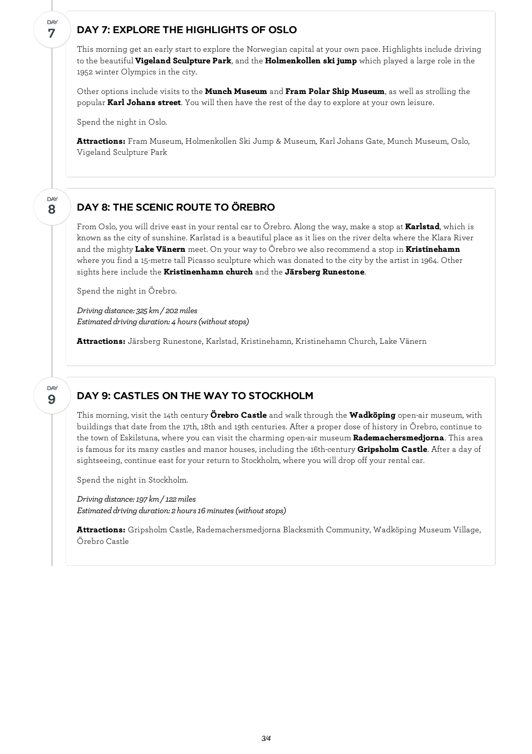## DAY 7: EXPLORE THE HIGHLIGHTS OF OSLO

This morning get an early start to explore the Norwegian capital at your own pace. Highlights include driving to the beautiful **Vigeland Sculpture Park**, and the **Holmenkollen ski jump** which played a large role in the 1952 winter Olympics in the city.

Other options include visits to the **Munch Museum** and **Fram Polar Ship Museum**, as well as strolling the popular **Karl Johans street**. You will then have the rest of the day to explore at your own leisure.

Spend the night in Oslo.

**Attractions:** Fram Museum, Holmenkollen Ski Jump & Museum, Karl Johans Gate, Munch Museum, Oslo, Vigeland Sculpture Park

## DAY 8: THE SCENIC ROUTE TO ÖREBRO

From Oslo, you will drive east in your rental car to Örebro. Along the way, make a stop at **Karlstad**, which is known as the city of sunshine. Karlstad is a beautiful place as it lies on the river delta where the Klara River and the mighty **Lake Vänern** meet. On your way to Örebro we also recommend a stop in **Kristinehamn** where you find a 15-metre tall Picasso sculpture which was donated to the city by the artist in 1964. Other sights here include the **Kristinenhamn church** and the **Järsberg Runestone**.

Spend the night in Örebro.

*Driving distance: 325 km / 202 miles*
*Estimated driving duration: 4 hours (without stops)*

**Attractions:** Järsberg Runestone, Karlstad, Kristinehamn, Kristinehamn Church, Lake Vänern

## DAY 9: CASTLES ON THE WAY TO STOCKHOLM

This morning, visit the 14th century **Örebro Castle** and walk through the **Wadköping** open-air museum, with buildings that date from the 17th, 18th and 19th centuries. After a proper dose of history in Örebro, continue to the town of Eskilstuna, where you can visit the charming open-air museum **Rademachersmedjorna**. This area is famous for its many castles and manor houses, including the 16th-century **Gripsholm Castle**. After a day of sightseeing, continue east for your return to Stockholm, where you will drop off your rental car.

Spend the night in Stockholm.

*Driving distance: 197 km / 122 miles*
*Estimated driving duration: 2 hours 16 minutes (without stops)*

**Attractions:** Gripsholm Castle, Rademachersmedjorna Blacksmith Community, Wadköping Museum Village, Örebro Castle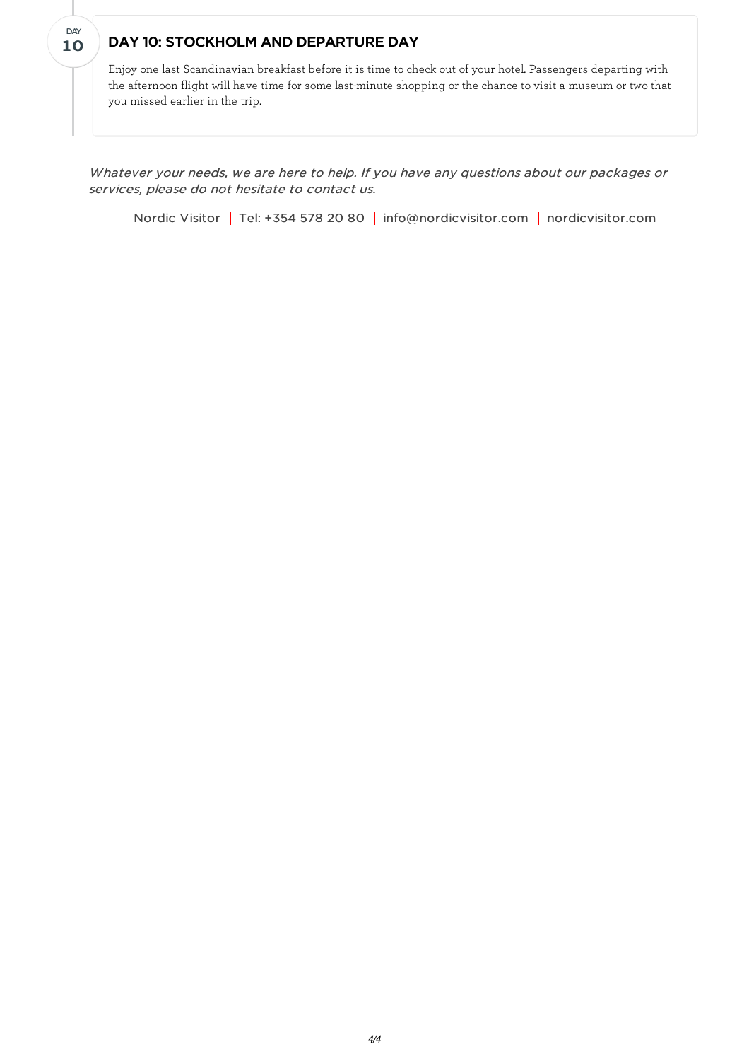DAY 10

## DAY 10: STOCKHOLM AND DEPARTURE DAY

Enjoy one last Scandinavian breakfast before it is time to check out of your hotel. Passengers departing with the afternoon flight will have time for some last-minute shopping or the chance to visit a museum or two that you missed earlier in the trip.

*Whatever your needs, we are here to help. If you have any questions about our packages or services, please do not hesitate to contact us.*

Nordic Visitor | Tel: +354 578 20 80 | info@nordicvisitor.com | nordicvisitor.com